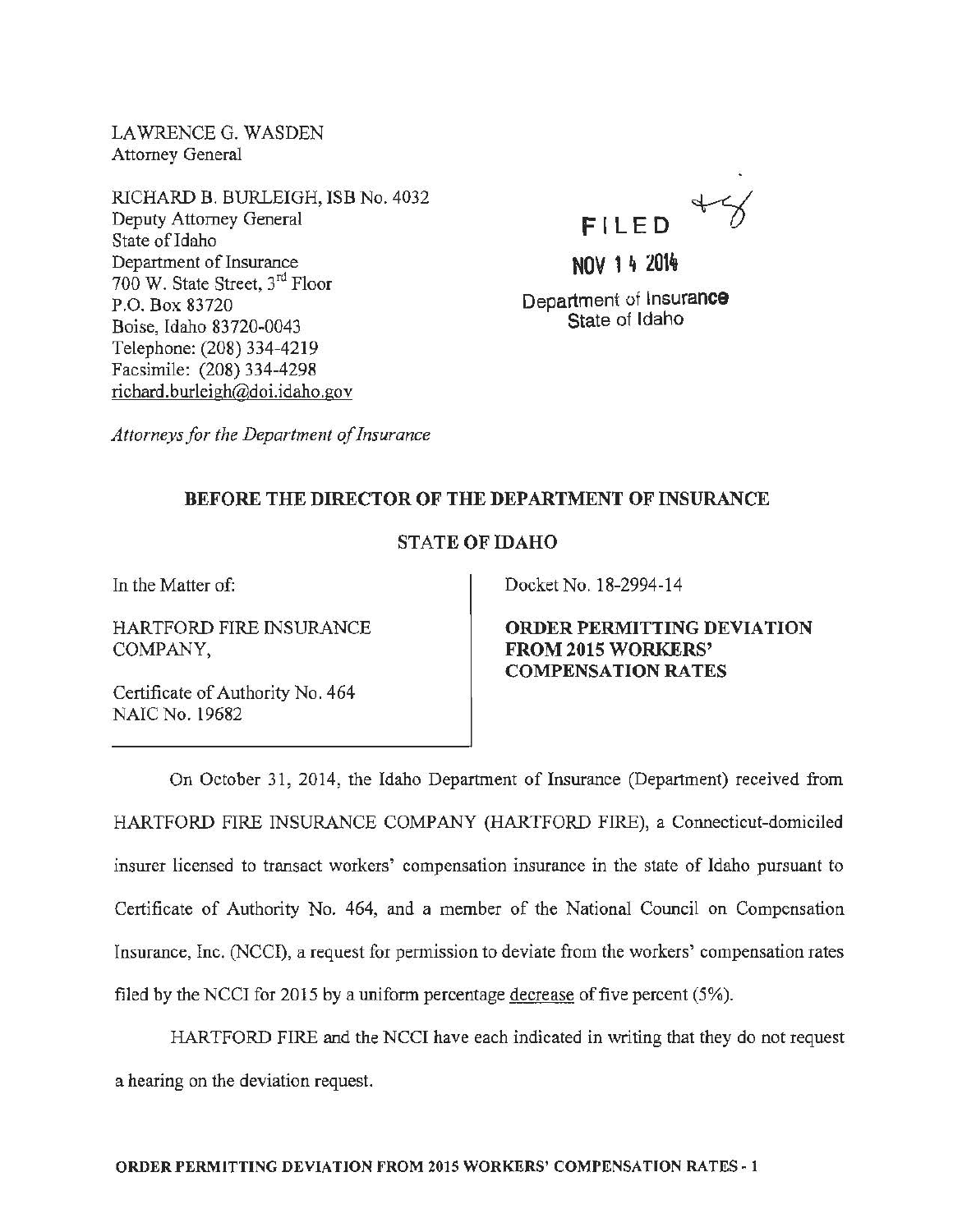LAWRENCE G. WASDEN
Attorney General

RICHARD B. BURLEIGH, ISB No. 4032
Deputy Attorney General
State of Idaho
Department of Insurance
700 W. State Street, 3rd Floor
P.O. Box 83720
Boise, Idaho 83720-0043
Telephone: (208) 334-4219
Facsimile: (208) 334-4298
richard.burleigh@doi.idaho.gov

*Attorneys for the Department of Insurance*

FILED

NOV 14 2014

Department of Insurance
State of Idaho

**BEFORE THE DIRECTOR OF THE DEPARTMENT OF INSURANCE**

**STATE OF IDAHO**

| | |
|---|---|
| In the Matter of:<br><br>HARTFORD FIRE INSURANCE COMPANY,<br><br>Certificate of Authority No. 464<br>NAIC No. 19682 | Docket No. 18-2994-14<br><br>**ORDER PERMITTING DEVIATION FROM 2015 WORKERS' COMPENSATION RATES** |

On October 31, 2014, the Idaho Department of Insurance (Department) received from HARTFORD FIRE INSURANCE COMPANY (HARTFORD FIRE), a Connecticut-domiciled insurer licensed to transact workers' compensation insurance in the state of Idaho pursuant to Certificate of Authority No. 464, and a member of the National Council on Compensation Insurance, Inc. (NCCI), a request for permission to deviate from the workers' compensation rates filed by the NCCI for 2015 by a uniform percentage decrease of five percent (5%).

HARTFORD FIRE and the NCCI have each indicated in writing that they do not request a hearing on the deviation request.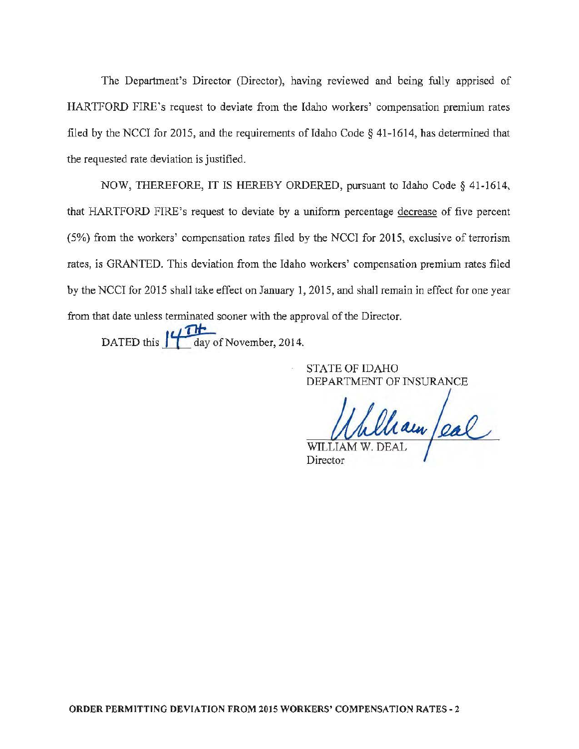The Department's Director (Director), having reviewed and being fully apprised of HARTFORD FIRE's request to deviate from the Idaho workers' compensation premium rates filed by the NCCI for 2015, and the requirements of Idaho Code § 41-1614, has determined that the requested rate deviation is justified.

NOW, THEREFORE, IT IS HEREBY ORDERED, pursuant to Idaho Code § 41-1614, that HARTFORD FIRE's request to deviate by a uniform percentage decrease of five percent (5%) from the workers' compensation rates filed by the NCCI for 2015, exclusive of terrorism rates, is GRANTED. This deviation from the Idaho workers' compensation premium rates filed by the NCCI for 2015 shall take effect on January 1, 2015, and shall remain in effect for one year from that date unless terminated sooner with the approval of the Director.

DATED this 14TH day of November, 2014.

STATE OF IDAHO
DEPARTMENT OF INSURANCE

William Deal

WILLIAM W. DEAL
Director

**ORDER PERMITTING DEVIATION FROM 2015 WORKERS' COMPENSATION RATES - 2**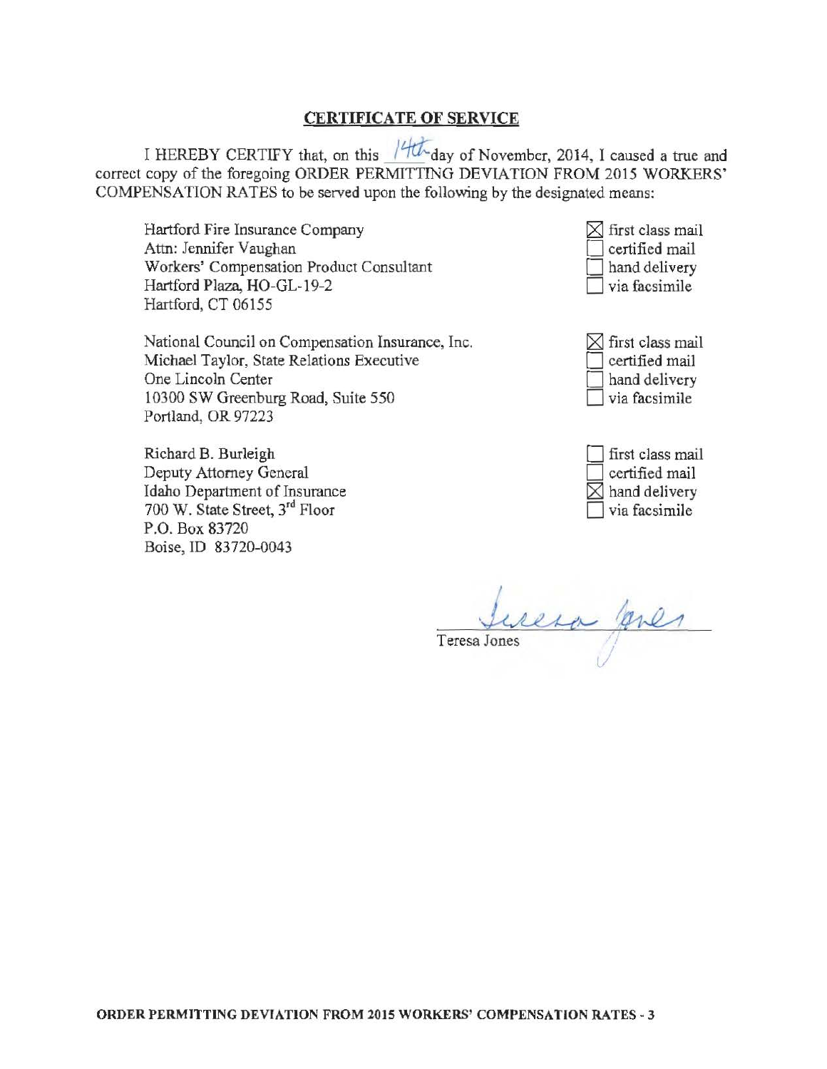## CERTIFICATE OF SERVICE

I HEREBY CERTIFY that, on this 14th day of November, 2014, I caused a true and correct copy of the foregoing ORDER PERMITTING DEVIATION FROM 2015 WORKERS' COMPENSATION RATES to be served upon the following by the designated means:

Hartford Fire Insurance Company
Attn: Jennifer Vaughan
Workers' Compensation Product Consultant
Hartford Plaza, HO-GL-19-2
Hartford, CT 06155

- [x] first class mail
- [ ] certified mail
- [ ] hand delivery
- [ ] via facsimile

National Council on Compensation Insurance, Inc.
Michael Taylor, State Relations Executive
One Lincoln Center
10300 SW Greenburg Road, Suite 550
Portland, OR 97223

- [x] first class mail
- [ ] certified mail
- [ ] hand delivery
- [ ] via facsimile

Richard B. Burleigh
Deputy Attorney General
Idaho Department of Insurance
700 W. State Street, 3rd Floor
P.O. Box 83720
Boise, ID 83720-0043

- [ ] first class mail
- [ ] certified mail
- [x] hand delivery
- [ ] via facsimile

Teresa Jones